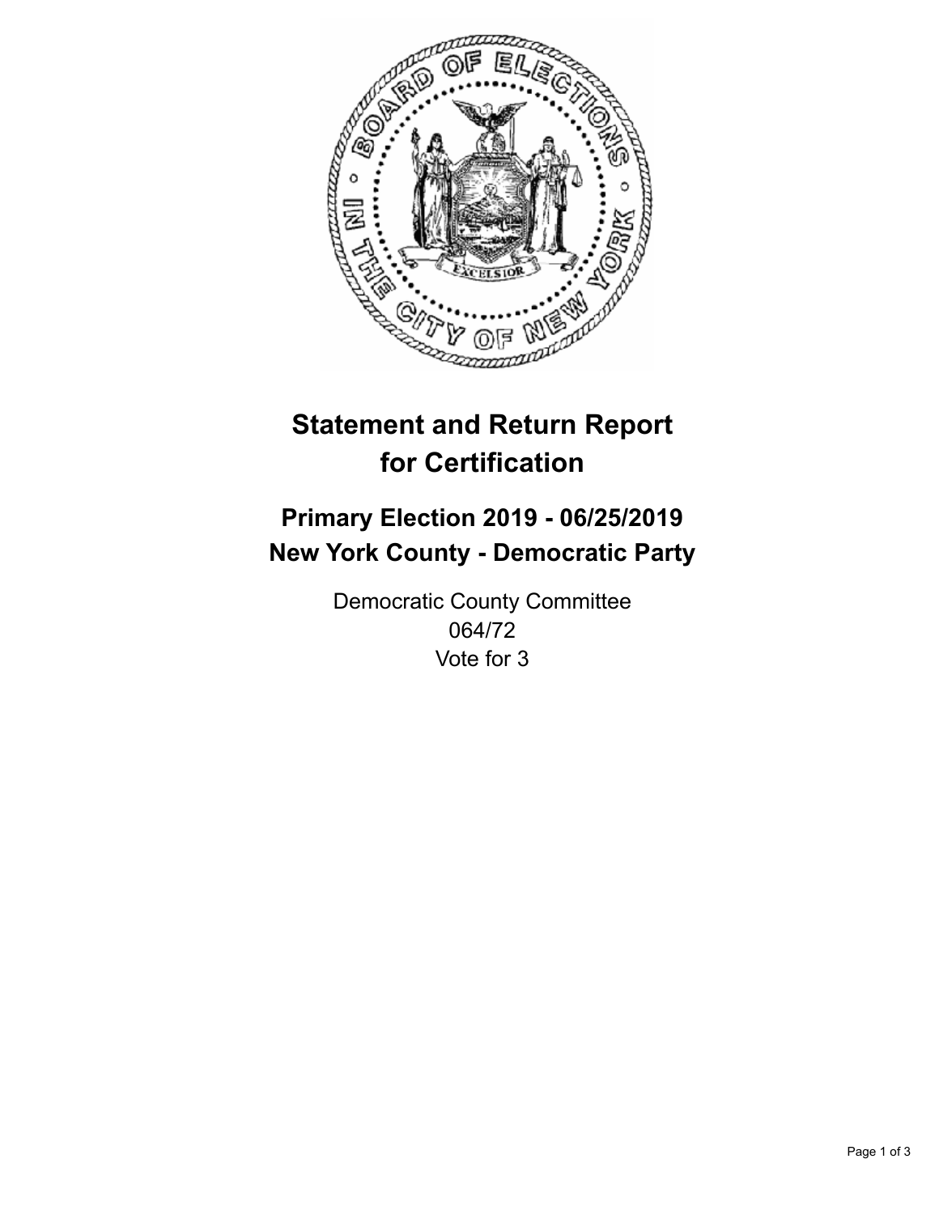# Statement and Return Report for Certification

## Primary Election 2019 - 06/25/2019
## New York County - Democratic Party

Democratic County Committee
064/72
Vote for 3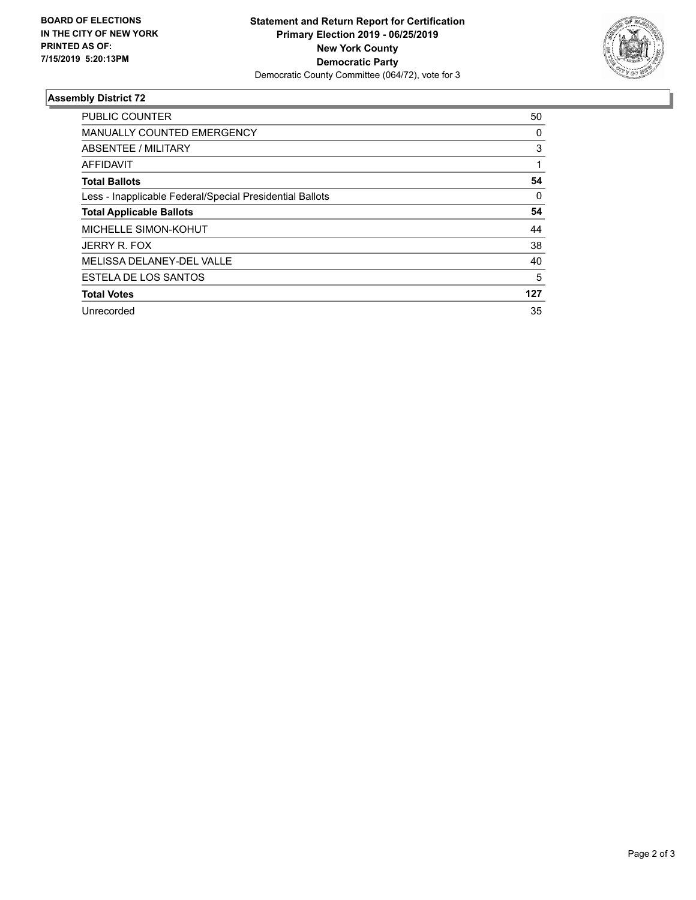**BOARD OF ELECTIONS IN THE CITY OF NEW YORK PRINTED AS OF: 7/15/2019 5:20:13PM**

**Statement and Return Report for Certification**
**Primary Election 2019 - 06/25/2019**
**New York County**
**Democratic Party**
Democratic County Committee (064/72), vote for 3

## Assembly District 72

| | |
|---|---|
| PUBLIC COUNTER | 50 |
| MANUALLY COUNTED EMERGENCY | 0 |
| ABSENTEE / MILITARY | 3 |
| AFFIDAVIT | 1 |
| **Total Ballots** | **54** |
| Less - Inapplicable Federal/Special Presidential Ballots | 0 |
| **Total Applicable Ballots** | **54** |
| MICHELLE SIMON-KOHUT | 44 |
| JERRY R. FOX | 38 |
| MELISSA DELANEY-DEL VALLE | 40 |
| ESTELA DE LOS SANTOS | 5 |
| **Total Votes** | **127** |
| Unrecorded | 35 |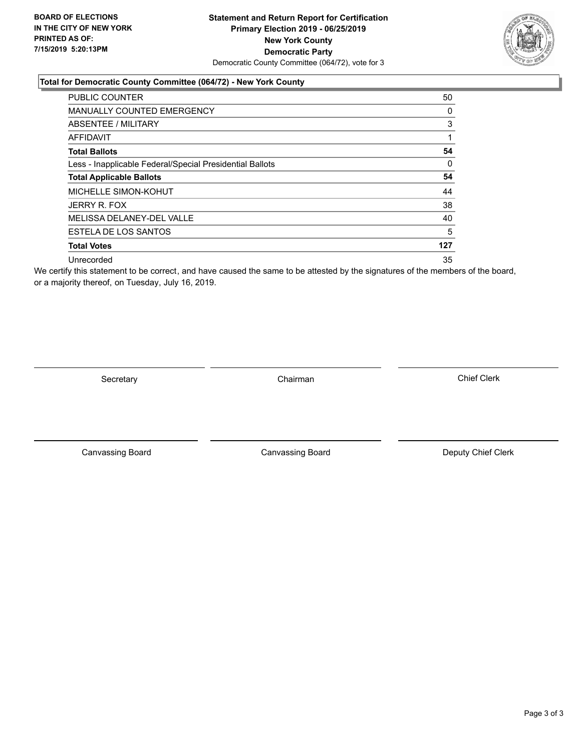**BOARD OF ELECTIONS IN THE CITY OF NEW YORK PRINTED AS OF: 7/15/2019 5:20:13PM**

**Statement and Return Report for Certification Primary Election 2019 - 06/25/2019 New York County Democratic Party**

Democratic County Committee (064/72), vote for 3

### Total for Democratic County Committee (064/72) - New York County

| | |
|---|---|
| PUBLIC COUNTER | 50 |
| MANUALLY COUNTED EMERGENCY | 0 |
| ABSENTEE / MILITARY | 3 |
| AFFIDAVIT | 1 |
| **Total Ballots** | **54** |
| Less - Inapplicable Federal/Special Presidential Ballots | 0 |
| **Total Applicable Ballots** | **54** |
| MICHELLE SIMON-KOHUT | 44 |
| JERRY R. FOX | 38 |
| MELISSA DELANEY-DEL VALLE | 40 |
| ESTELA DE LOS SANTOS | 5 |
| **Total Votes** | **127** |
| Unrecorded | 35 |

We certify this statement to be correct, and have caused the same to be attested by the signatures of the members of the board, or a majority thereof, on Tuesday, July 16, 2019.

Secretary

Chairman

Chief Clerk

Canvassing Board

Canvassing Board

Deputy Chief Clerk